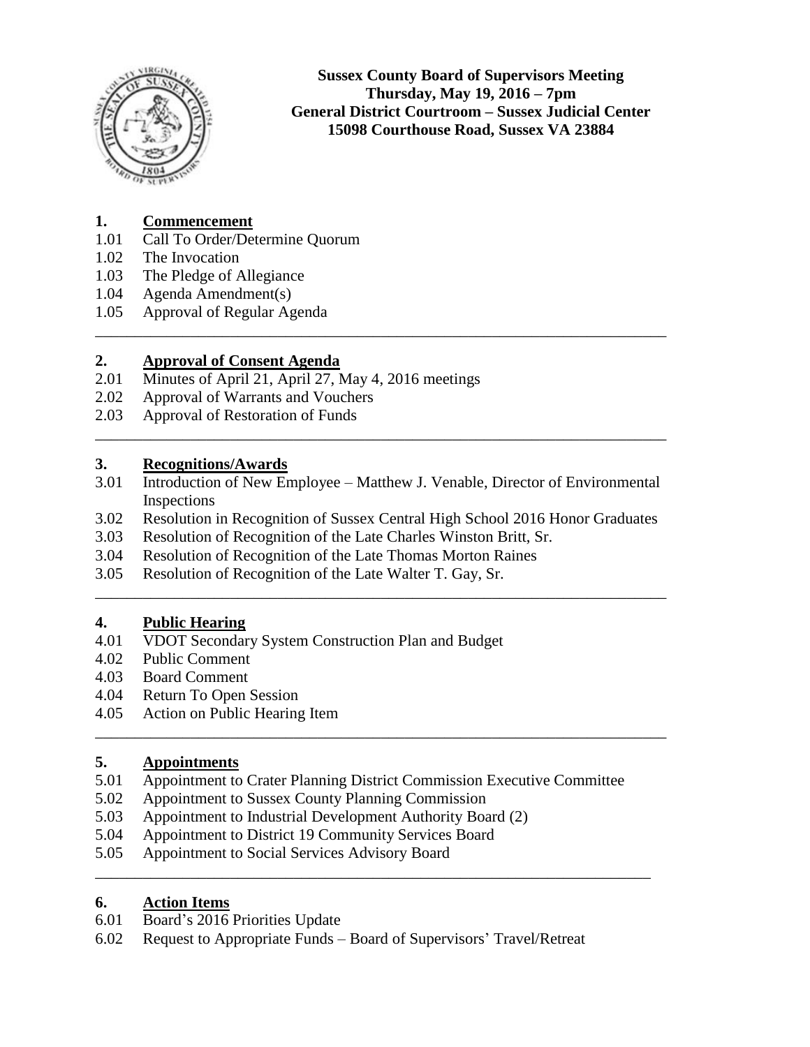**Sussex County Board of Supervisors Meeting**
**Thursday, May 19, 2016 – 7pm**
**General District Courtroom – Sussex Judicial Center**
**15098 Courthouse Road, Sussex VA 23884**

## 1. Commencement

1.01 Call To Order/Determine Quorum
1.02 The Invocation
1.03 The Pledge of Allegiance
1.04 Agenda Amendment(s)
1.05 Approval of Regular Agenda

---

## 2. Approval of Consent Agenda

2.01 Minutes of April 21, April 27, May 4, 2016 meetings
2.02 Approval of Warrants and Vouchers
2.03 Approval of Restoration of Funds

---

## 3. Recognitions/Awards

3.01 Introduction of New Employee – Matthew J. Venable, Director of Environmental Inspections
3.02 Resolution in Recognition of Sussex Central High School 2016 Honor Graduates
3.03 Resolution of Recognition of the Late Charles Winston Britt, Sr.
3.04 Resolution of Recognition of the Late Thomas Morton Raines
3.05 Resolution of Recognition of the Late Walter T. Gay, Sr.

---

## 4. Public Hearing

4.01 VDOT Secondary System Construction Plan and Budget
4.02 Public Comment
4.03 Board Comment
4.04 Return To Open Session
4.05 Action on Public Hearing Item

---

## 5. Appointments

5.01 Appointment to Crater Planning District Commission Executive Committee
5.02 Appointment to Sussex County Planning Commission
5.03 Appointment to Industrial Development Authority Board (2)
5.04 Appointment to District 19 Community Services Board
5.05 Appointment to Social Services Advisory Board

---

## 6. Action Items

6.01 Board's 2016 Priorities Update
6.02 Request to Appropriate Funds – Board of Supervisors' Travel/Retreat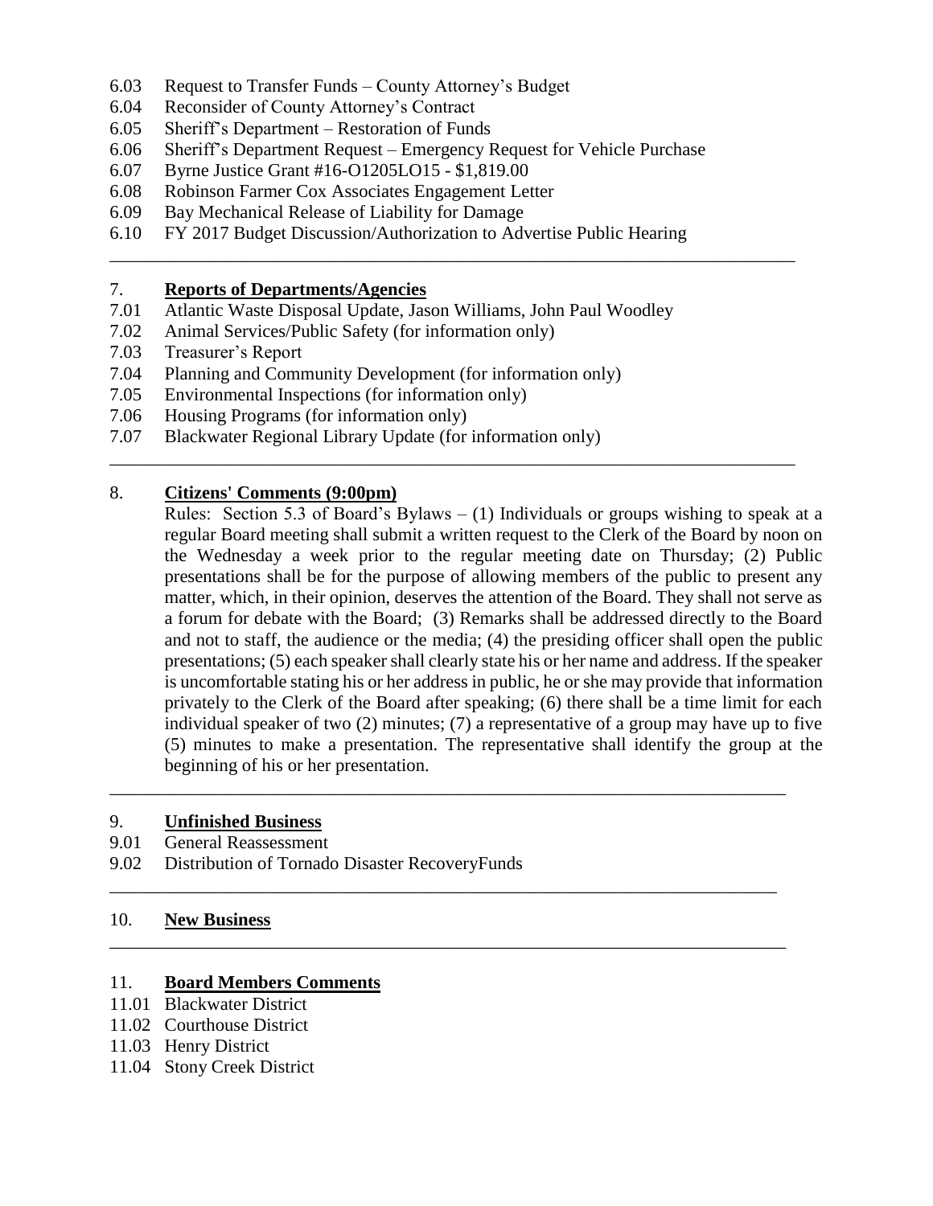6.03 Request to Transfer Funds – County Attorney's Budget
6.04 Reconsider of County Attorney's Contract
6.05 Sheriff's Department – Restoration of Funds
6.06 Sheriff's Department Request – Emergency Request for Vehicle Purchase
6.07 Byrne Justice Grant #16-O1205LO15 - $1,819.00
6.08 Robinson Farmer Cox Associates Engagement Letter
6.09 Bay Mechanical Release of Liability for Damage
6.10 FY 2017 Budget Discussion/Authorization to Advertise Public Hearing

---

## 7. **Reports of Departments/Agencies**

7.01 Atlantic Waste Disposal Update, Jason Williams, John Paul Woodley
7.02 Animal Services/Public Safety (for information only)
7.03 Treasurer's Report
7.04 Planning and Community Development (for information only)
7.05 Environmental Inspections (for information only)
7.06 Housing Programs (for information only)
7.07 Blackwater Regional Library Update (for information only)

---

## 8. **Citizens' Comments (9:00pm)**

Rules: Section 5.3 of Board's Bylaws – (1) Individuals or groups wishing to speak at a regular Board meeting shall submit a written request to the Clerk of the Board by noon on the Wednesday a week prior to the regular meeting date on Thursday; (2) Public presentations shall be for the purpose of allowing members of the public to present any matter, which, in their opinion, deserves the attention of the Board. They shall not serve as a forum for debate with the Board; (3) Remarks shall be addressed directly to the Board and not to staff, the audience or the media; (4) the presiding officer shall open the public presentations; (5) each speaker shall clearly state his or her name and address. If the speaker is uncomfortable stating his or her address in public, he or she may provide that information privately to the Clerk of the Board after speaking; (6) there shall be a time limit for each individual speaker of two (2) minutes; (7) a representative of a group may have up to five (5) minutes to make a presentation. The representative shall identify the group at the beginning of his or her presentation.

---

## 9. **Unfinished Business**

9.01 General Reassessment
9.02 Distribution of Tornado Disaster RecoveryFunds

---

## 10. **New Business**

---

## 11. **Board Members Comments**

11.01 Blackwater District
11.02 Courthouse District
11.03 Henry District
11.04 Stony Creek District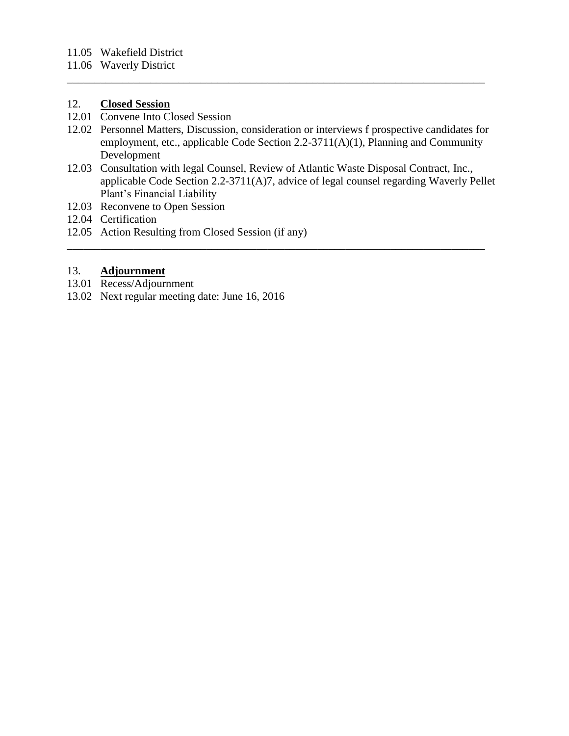11.05 Wakefield District
11.06 Waverly District

---

## 12. **Closed Session**

12.01 Convene Into Closed Session
12.02 Personnel Matters, Discussion, consideration or interviews f prospective candidates for employment, etc., applicable Code Section 2.2-3711(A)(1), Planning and Community Development
12.03 Consultation with legal Counsel, Review of Atlantic Waste Disposal Contract, Inc., applicable Code Section 2.2-3711(A)7, advice of legal counsel regarding Waverly Pellet Plant's Financial Liability
12.03 Reconvene to Open Session
12.04 Certification
12.05 Action Resulting from Closed Session (if any)

---

## 13. **Adjournment**

13.01 Recess/Adjournment
13.02 Next regular meeting date: June 16, 2016